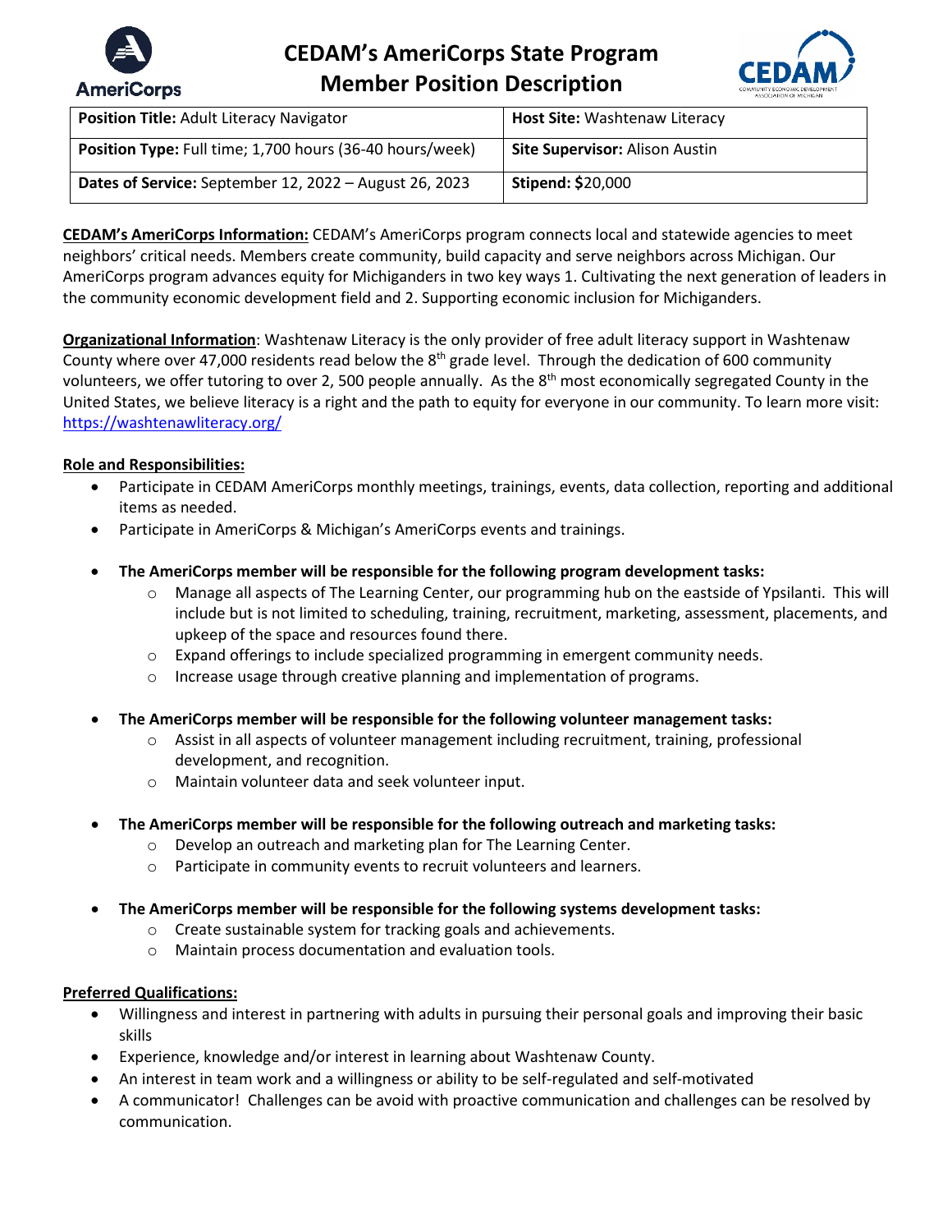# CEDAM's AmeriCorps State Program Member Position Description

| **Position Title:** Adult Literacy Navigator | **Host Site:** Washtenaw Literacy |
|---|---|
| **Position Type:** Full time; 1,700 hours (36-40 hours/week) | **Site Supervisor:** Alison Austin |
| **Dates of Service:** September 12, 2022 – August 26, 2023 | **Stipend:** $20,000 |

**CEDAM's AmeriCorps Information:** CEDAM's AmeriCorps program connects local and statewide agencies to meet neighbors' critical needs. Members create community, build capacity and serve neighbors across Michigan. Our AmeriCorps program advances equity for Michiganders in two key ways 1. Cultivating the next generation of leaders in the community economic development field and 2. Supporting economic inclusion for Michiganders.

**Organizational Information**: Washtenaw Literacy is the only provider of free adult literacy support in Washtenaw County where over 47,000 residents read below the 8th grade level. Through the dedication of 600 community volunteers, we offer tutoring to over 2, 500 people annually. As the 8th most economically segregated County in the United States, we believe literacy is a right and the path to equity for everyone in our community. To learn more visit: https://washtenawliteracy.org/

**Role and Responsibilities:**

- Participate in CEDAM AmeriCorps monthly meetings, trainings, events, data collection, reporting and additional items as needed.
- Participate in AmeriCorps & Michigan's AmeriCorps events and trainings.
- **The AmeriCorps member will be responsible for the following program development tasks:**
  - Manage all aspects of The Learning Center, our programming hub on the eastside of Ypsilanti. This will include but is not limited to scheduling, training, recruitment, marketing, assessment, placements, and upkeep of the space and resources found there.
  - Expand offerings to include specialized programming in emergent community needs.
  - Increase usage through creative planning and implementation of programs.
- **The AmeriCorps member will be responsible for the following volunteer management tasks:**
  - Assist in all aspects of volunteer management including recruitment, training, professional development, and recognition.
  - Maintain volunteer data and seek volunteer input.
- **The AmeriCorps member will be responsible for the following outreach and marketing tasks:**
  - Develop an outreach and marketing plan for The Learning Center.
  - Participate in community events to recruit volunteers and learners.
- **The AmeriCorps member will be responsible for the following systems development tasks:**
  - Create sustainable system for tracking goals and achievements.
  - Maintain process documentation and evaluation tools.

**Preferred Qualifications:**

- Willingness and interest in partnering with adults in pursuing their personal goals and improving their basic skills
- Experience, knowledge and/or interest in learning about Washtenaw County.
- An interest in team work and a willingness or ability to be self-regulated and self-motivated
- A communicator! Challenges can be avoid with proactive communication and challenges can be resolved by communication.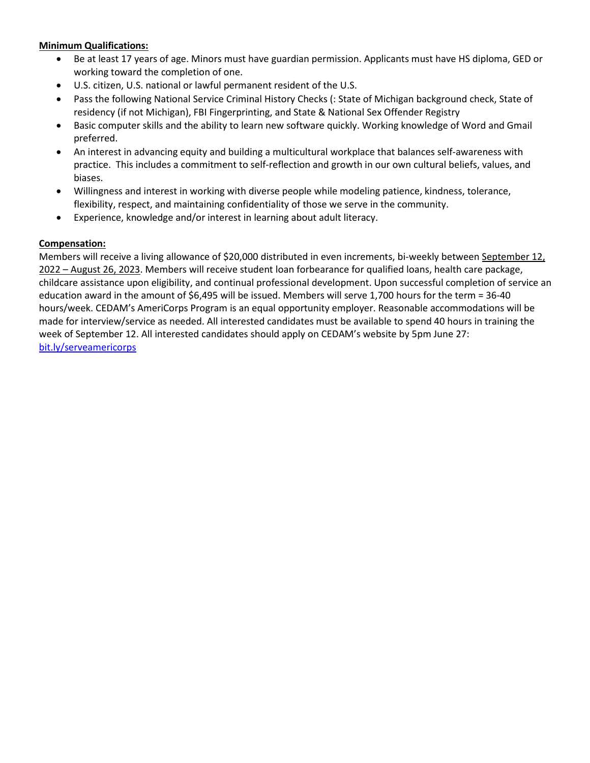**Minimum Qualifications:**

- Be at least 17 years of age. Minors must have guardian permission. Applicants must have HS diploma, GED or working toward the completion of one.
- U.S. citizen, U.S. national or lawful permanent resident of the U.S.
- Pass the following National Service Criminal History Checks (: State of Michigan background check, State of residency (if not Michigan), FBI Fingerprinting, and State & National Sex Offender Registry
- Basic computer skills and the ability to learn new software quickly. Working knowledge of Word and Gmail preferred.
- An interest in advancing equity and building a multicultural workplace that balances self-awareness with practice. This includes a commitment to self-reflection and growth in our own cultural beliefs, values, and biases.
- Willingness and interest in working with diverse people while modeling patience, kindness, tolerance, flexibility, respect, and maintaining confidentiality of those we serve in the community.
- Experience, knowledge and/or interest in learning about adult literacy.

**Compensation:**

Members will receive a living allowance of $20,000 distributed in even increments, bi-weekly between September 12, 2022 – August 26, 2023. Members will receive student loan forbearance for qualified loans, health care package, childcare assistance upon eligibility, and continual professional development. Upon successful completion of service an education award in the amount of $6,495 will be issued. Members will serve 1,700 hours for the term = 36-40 hours/week. CEDAM's AmeriCorps Program is an equal opportunity employer. Reasonable accommodations will be made for interview/service as needed. All interested candidates must be available to spend 40 hours in training the week of September 12. All interested candidates should apply on CEDAM's website by 5pm June 27: [bit.ly/serveamericorps](bit.ly/serveamericorps)